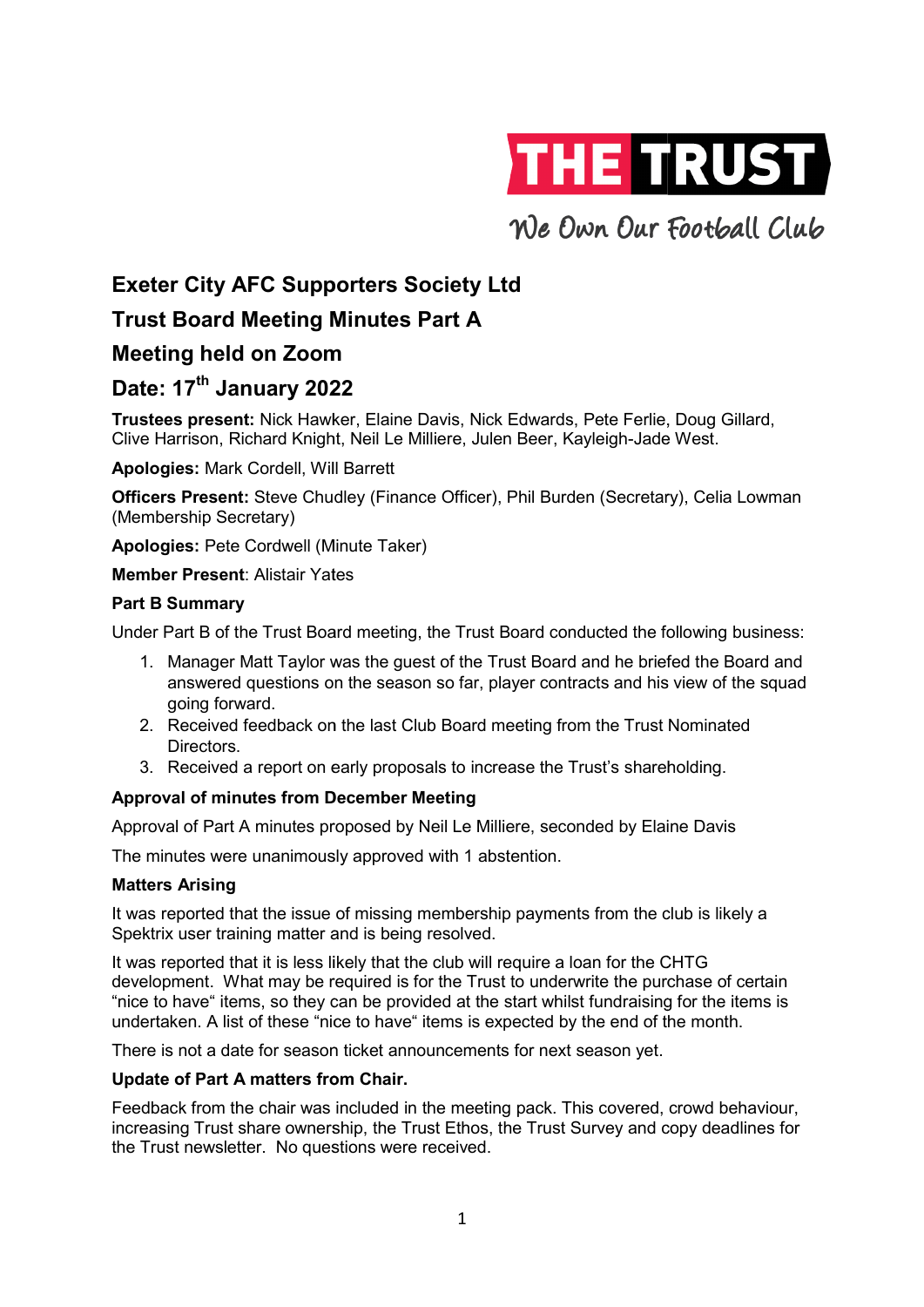THE TRUST

We Own Our Football Club

# Exeter City AFC Supporters Society Ltd

## Trust Board Meeting Minutes Part A

## Meeting held on Zoom

## Date: 17th January 2022

**Trustees present:** Nick Hawker, Elaine Davis, Nick Edwards, Pete Ferlie, Doug Gillard, Clive Harrison, Richard Knight, Neil Le Milliere, Julen Beer, Kayleigh-Jade West.

**Apologies:** Mark Cordell, Will Barrett

**Officers Present:** Steve Chudley (Finance Officer), Phil Burden (Secretary), Celia Lowman (Membership Secretary)

**Apologies:** Pete Cordwell (Minute Taker)

**Member Present**: Alistair Yates

### Part B Summary

Under Part B of the Trust Board meeting, the Trust Board conducted the following business:

1. Manager Matt Taylor was the guest of the Trust Board and he briefed the Board and answered questions on the season so far, player contracts and his view of the squad going forward.
2. Received feedback on the last Club Board meeting from the Trust Nominated Directors.
3. Received a report on early proposals to increase the Trust's shareholding.

### Approval of minutes from December Meeting

Approval of Part A minutes proposed by Neil Le Milliere, seconded by Elaine Davis

The minutes were unanimously approved with 1 abstention.

### Matters Arising

It was reported that the issue of missing membership payments from the club is likely a Spektrix user training matter and is being resolved.

It was reported that it is less likely that the club will require a loan for the CHTG development. What may be required is for the Trust to underwrite the purchase of certain "nice to have" items, so they can be provided at the start whilst fundraising for the items is undertaken. A list of these "nice to have" items is expected by the end of the month.

There is not a date for season ticket announcements for next season yet.

### Update of Part A matters from Chair.

Feedback from the chair was included in the meeting pack. This covered, crowd behaviour, increasing Trust share ownership, the Trust Ethos, the Trust Survey and copy deadlines for the Trust newsletter. No questions were received.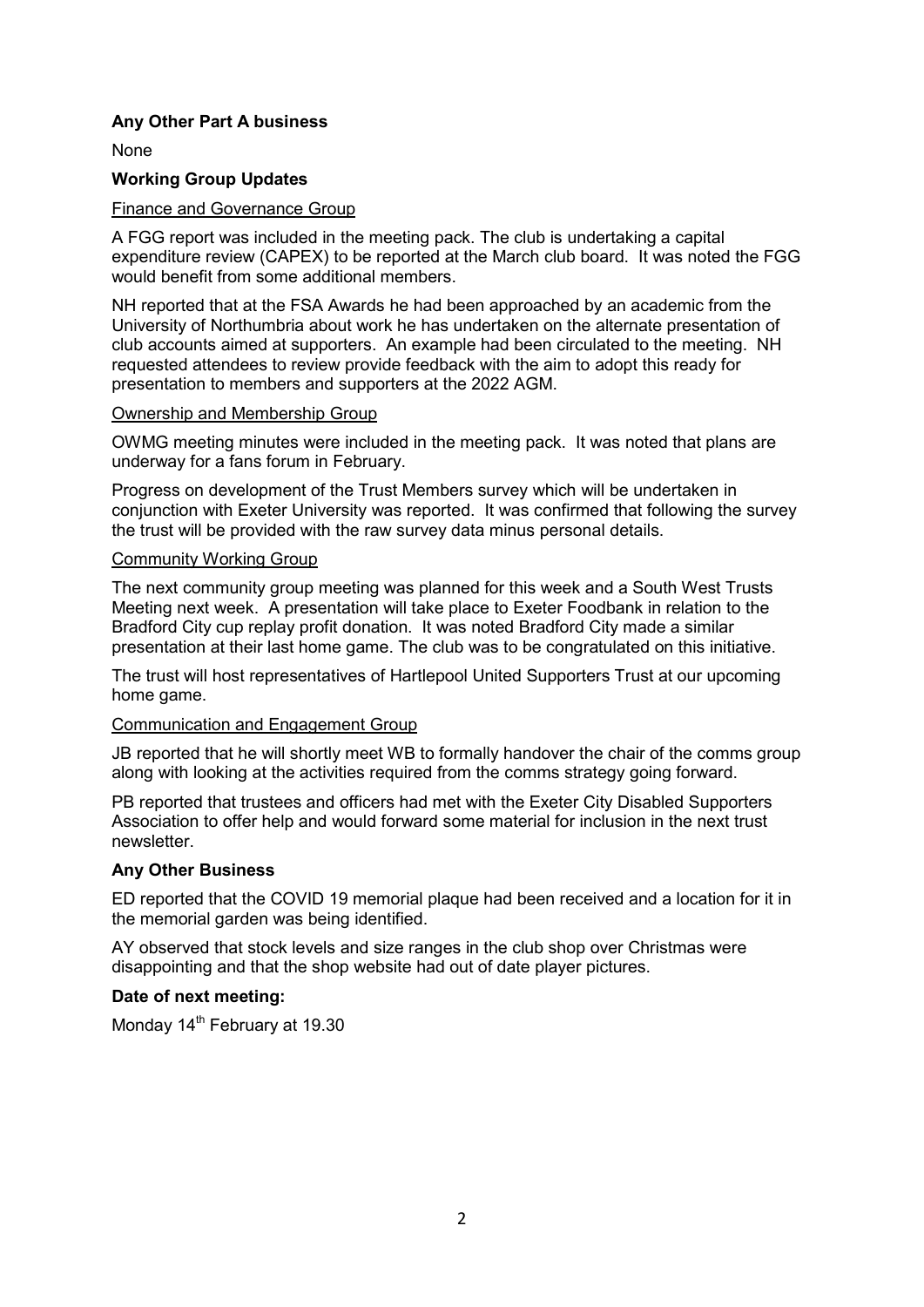**Any Other Part A business**

None

**Working Group Updates**

Finance and Governance Group

A FGG report was included in the meeting pack. The club is undertaking a capital expenditure review (CAPEX) to be reported at the March club board. It was noted the FGG would benefit from some additional members.

NH reported that at the FSA Awards he had been approached by an academic from the University of Northumbria about work he has undertaken on the alternate presentation of club accounts aimed at supporters. An example had been circulated to the meeting. NH requested attendees to review provide feedback with the aim to adopt this ready for presentation to members and supporters at the 2022 AGM.

Ownership and Membership Group

OWMG meeting minutes were included in the meeting pack. It was noted that plans are underway for a fans forum in February.

Progress on development of the Trust Members survey which will be undertaken in conjunction with Exeter University was reported. It was confirmed that following the survey the trust will be provided with the raw survey data minus personal details.

Community Working Group

The next community group meeting was planned for this week and a South West Trusts Meeting next week. A presentation will take place to Exeter Foodbank in relation to the Bradford City cup replay profit donation. It was noted Bradford City made a similar presentation at their last home game. The club was to be congratulated on this initiative.

The trust will host representatives of Hartlepool United Supporters Trust at our upcoming home game.

Communication and Engagement Group

JB reported that he will shortly meet WB to formally handover the chair of the comms group along with looking at the activities required from the comms strategy going forward.

PB reported that trustees and officers had met with the Exeter City Disabled Supporters Association to offer help and would forward some material for inclusion in the next trust newsletter.

**Any Other Business**

ED reported that the COVID 19 memorial plaque had been received and a location for it in the memorial garden was being identified.

AY observed that stock levels and size ranges in the club shop over Christmas were disappointing and that the shop website had out of date player pictures.

**Date of next meeting:**

Monday 14th February at 19.30